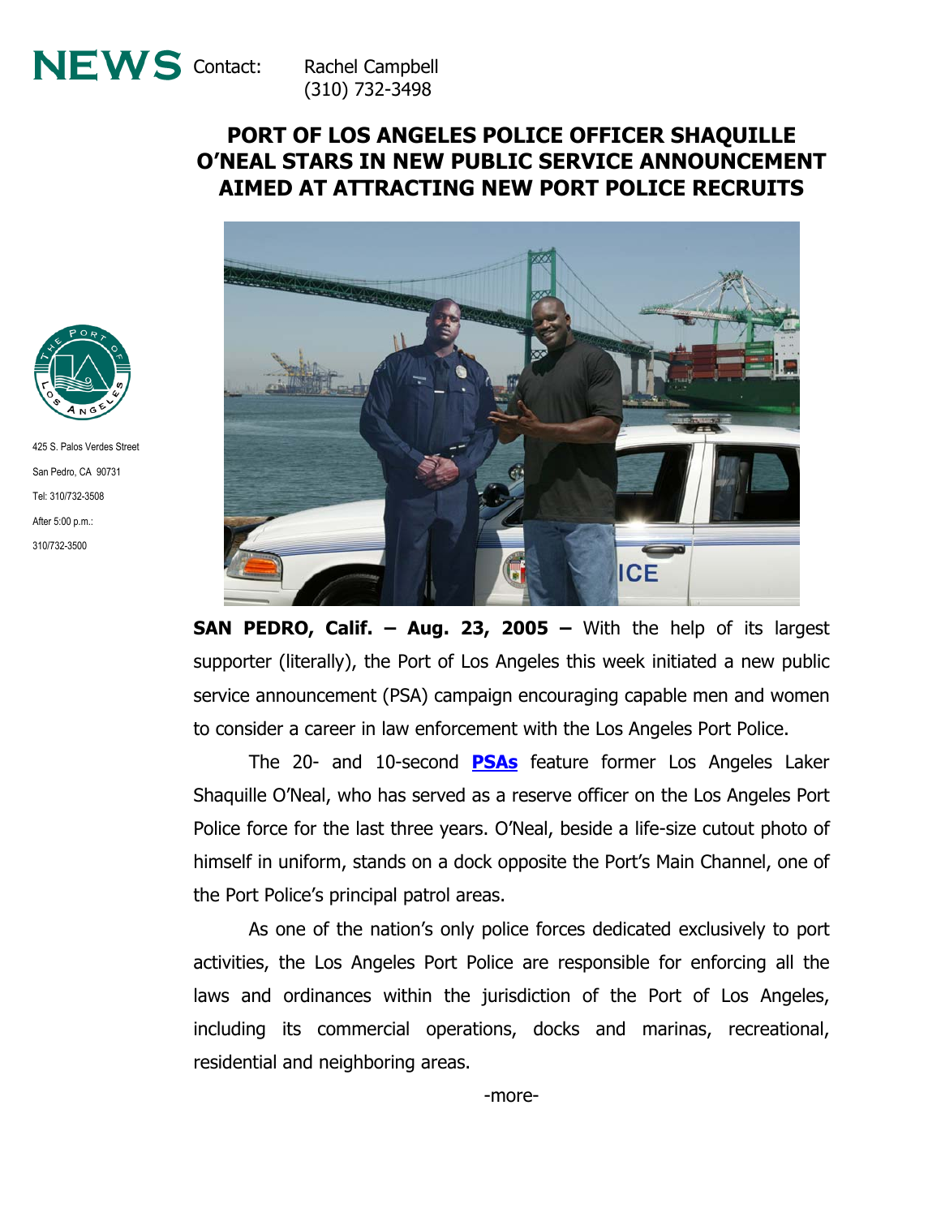**NEWS** Contact: Rachel Campbell
(310) 732-3498

425 S. Palos Verdes Street
San Pedro, CA 90731
Tel: 310/732-3508
After 5:00 p.m.:
310/732-3500

# PORT OF LOS ANGELES POLICE OFFICER SHAQUILLE O'NEAL STARS IN NEW PUBLIC SERVICE ANNOUNCEMENT AIMED AT ATTRACTING NEW PORT POLICE RECRUITS

**SAN PEDRO, Calif. – Aug. 23, 2005 –** With the help of its largest supporter (literally), the Port of Los Angeles this week initiated a new public service announcement (PSA) campaign encouraging capable men and women to consider a career in law enforcement with the Los Angeles Port Police.

The 20- and 10-second **PSAs** feature former Los Angeles Laker Shaquille O'Neal, who has served as a reserve officer on the Los Angeles Port Police force for the last three years. O'Neal, beside a life-size cutout photo of himself in uniform, stands on a dock opposite the Port's Main Channel, one of the Port Police's principal patrol areas.

As one of the nation's only police forces dedicated exclusively to port activities, the Los Angeles Port Police are responsible for enforcing all the laws and ordinances within the jurisdiction of the Port of Los Angeles, including its commercial operations, docks and marinas, recreational, residential and neighboring areas.

-more-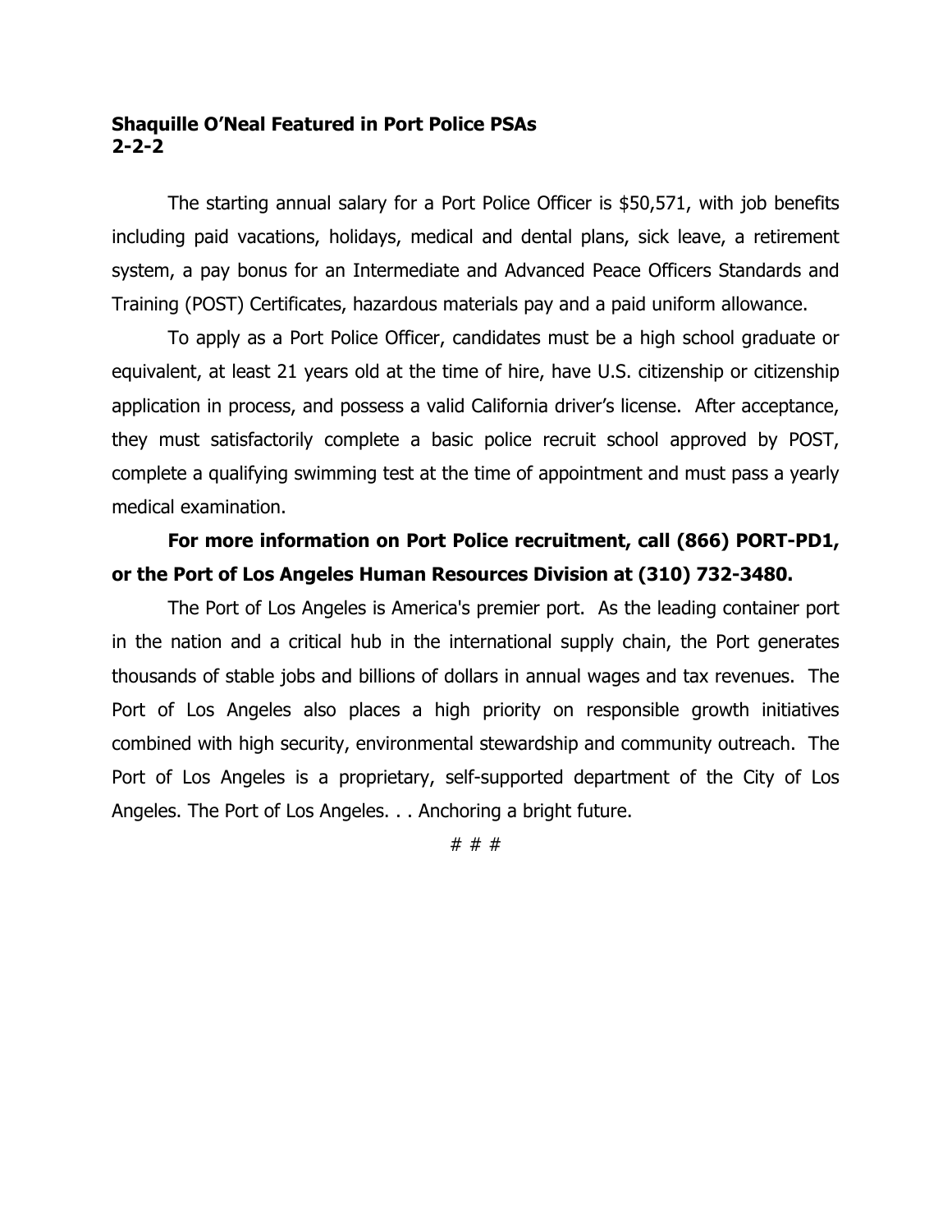The starting annual salary for a Port Police Officer is $50,571, with job benefits including paid vacations, holidays, medical and dental plans, sick leave, a retirement system, a pay bonus for an Intermediate and Advanced Peace Officers Standards and Training (POST) Certificates, hazardous materials pay and a paid uniform allowance.

To apply as a Port Police Officer, candidates must be a high school graduate or equivalent, at least 21 years old at the time of hire, have U.S. citizenship or citizenship application in process, and possess a valid California driver's license. After acceptance, they must satisfactorily complete a basic police recruit school approved by POST, complete a qualifying swimming test at the time of appointment and must pass a yearly medical examination.

**For more information on Port Police recruitment, call (866) PORT-PD1, or the Port of Los Angeles Human Resources Division at (310) 732-3480.**

The Port of Los Angeles is America's premier port. As the leading container port in the nation and a critical hub in the international supply chain, the Port generates thousands of stable jobs and billions of dollars in annual wages and tax revenues. The Port of Los Angeles also places a high priority on responsible growth initiatives combined with high security, environmental stewardship and community outreach. The Port of Los Angeles is a proprietary, self-supported department of the City of Los Angeles. The Port of Los Angeles. . . Anchoring a bright future.

# # #